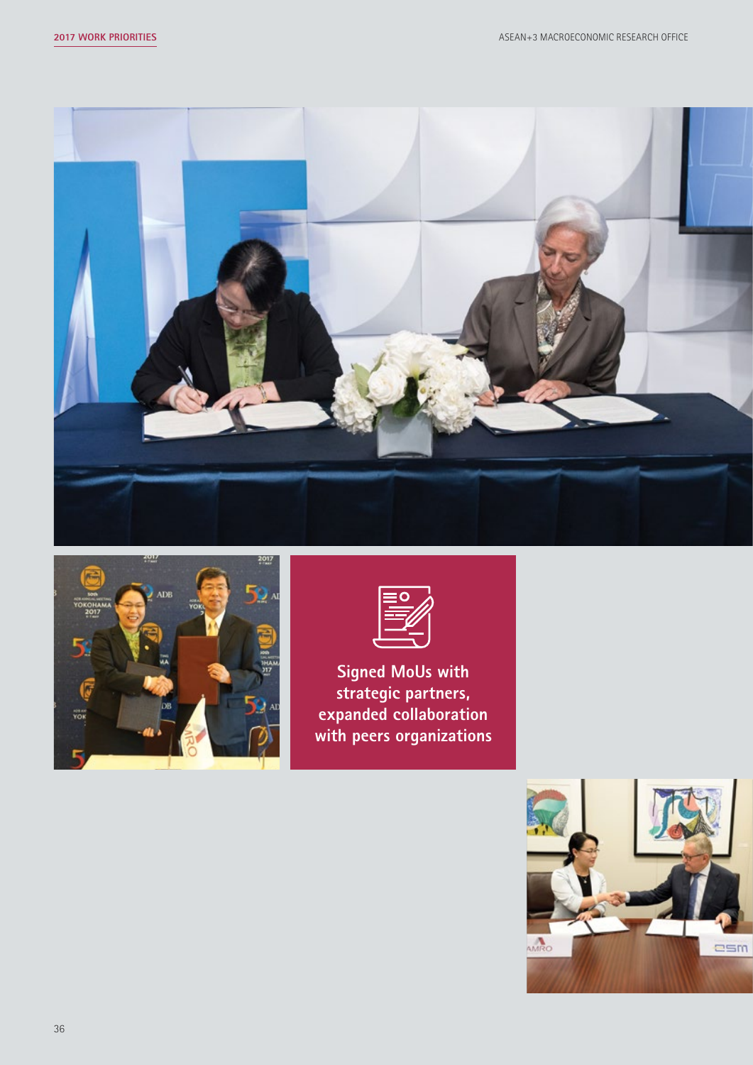Signed MoUs with strategic partners, expanded collaboration with peers organizations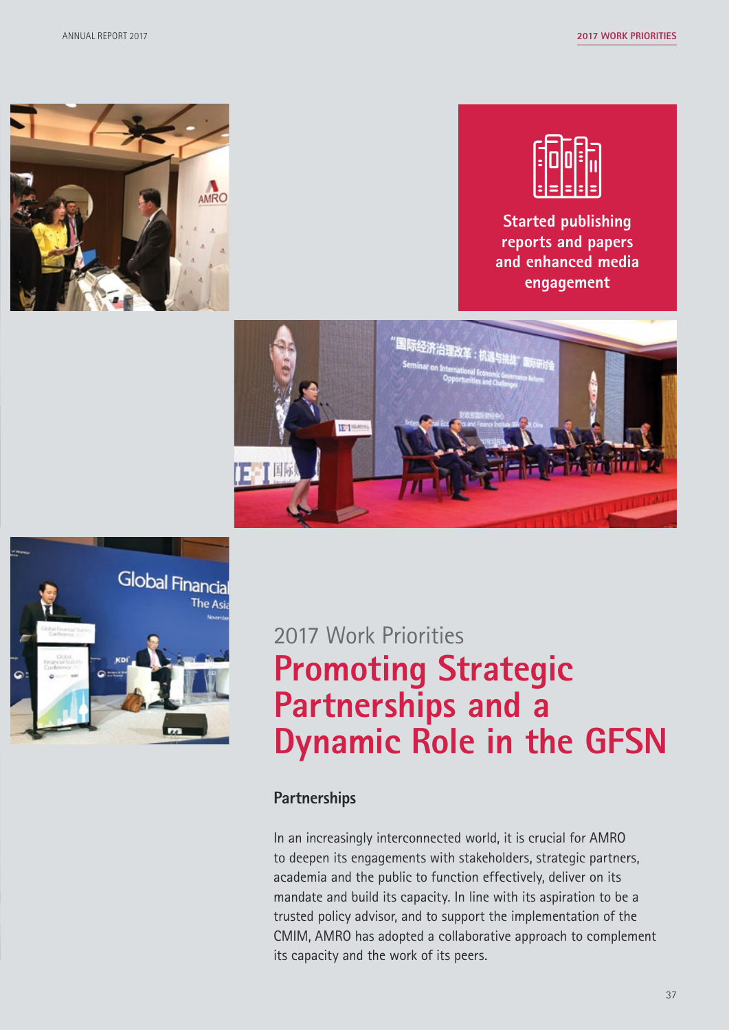Started publishing reports and papers and enhanced media engagement

2017 Work Priorities

# Promoting Strategic Partnerships and a Dynamic Role in the GFSN

## Partnerships

In an increasingly interconnected world, it is crucial for AMRO to deepen its engagements with stakeholders, strategic partners, academia and the public to function effectively, deliver on its mandate and build its capacity. In line with its aspiration to be a trusted policy advisor, and to support the implementation of the CMIM, AMRO has adopted a collaborative approach to complement its capacity and the work of its peers.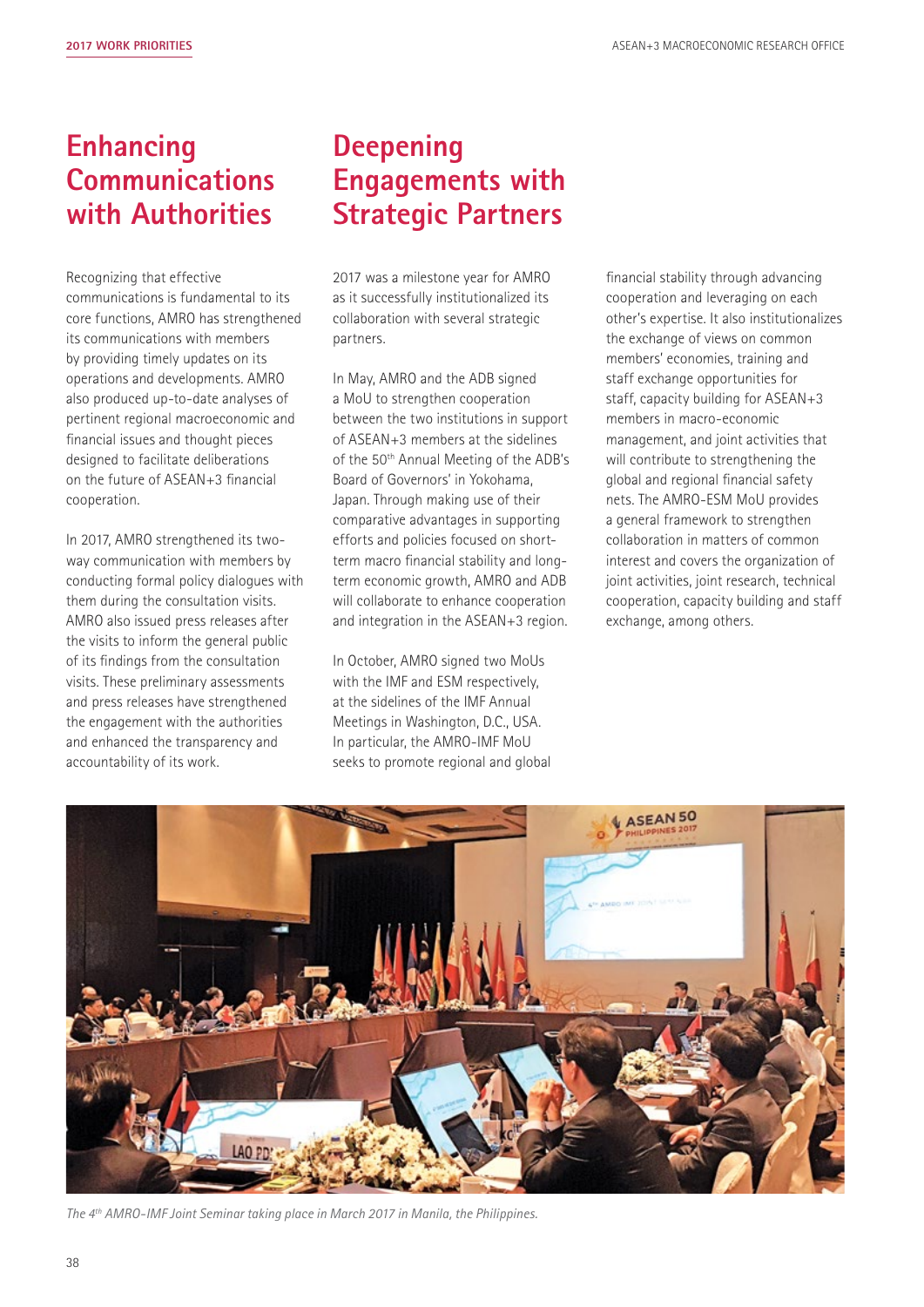# Enhancing Communications with Authorities

Recognizing that effective communications is fundamental to its core functions, AMRO has strengthened its communications with members by providing timely updates on its operations and developments. AMRO also produced up-to-date analyses of pertinent regional macroeconomic and financial issues and thought pieces designed to facilitate deliberations on the future of ASEAN+3 financial cooperation.

In 2017, AMRO strengthened its two-way communication with members by conducting formal policy dialogues with them during the consultation visits. AMRO also issued press releases after the visits to inform the general public of its findings from the consultation visits. These preliminary assessments and press releases have strengthened the engagement with the authorities and enhanced the transparency and accountability of its work.

# Deepening Engagements with Strategic Partners

2017 was a milestone year for AMRO as it successfully institutionalized its collaboration with several strategic partners.

In May, AMRO and the ADB signed a MoU to strengthen cooperation between the two institutions in support of ASEAN+3 members at the sidelines of the 50th Annual Meeting of the ADB's Board of Governors' in Yokohama, Japan. Through making use of their comparative advantages in supporting efforts and policies focused on short-term macro financial stability and long-term economic growth, AMRO and ADB will collaborate to enhance cooperation and integration in the ASEAN+3 region.

In October, AMRO signed two MoUs with the IMF and ESM respectively, at the sidelines of the IMF Annual Meetings in Washington, D.C., USA. In particular, the AMRO-IMF MoU seeks to promote regional and global financial stability through advancing cooperation and leveraging on each other's expertise. It also institutionalizes the exchange of views on common members' economies, training and staff exchange opportunities for staff, capacity building for ASEAN+3 members in macro-economic management, and joint activities that will contribute to strengthening the global and regional financial safety nets. The AMRO-ESM MoU provides a general framework to strengthen collaboration in matters of common interest and covers the organization of joint activities, joint research, technical cooperation, capacity building and staff exchange, among others.

*The 4th AMRO-IMF Joint Seminar taking place in March 2017 in Manila, the Philippines.*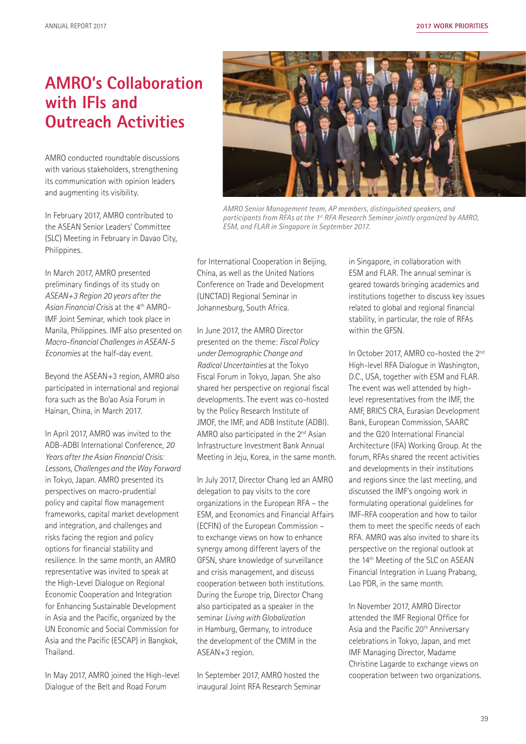# AMRO's Collaboration with IFIs and Outreach Activities

AMRO conducted roundtable discussions with various stakeholders, strengthening its communication with opinion leaders and augmenting its visibility.

In February 2017, AMRO contributed to the ASEAN Senior Leaders' Committee (SLC) Meeting in February in Davao City, Philippines.

In March 2017, AMRO presented preliminary findings of its study on *ASEAN+3 Region 20 years after the Asian Financial Crisis* at the 4th AMRO-IMF Joint Seminar, which took place in Manila, Philippines. IMF also presented on *Macro-financial Challenges in ASEAN-5 Economies* at the half-day event.

Beyond the ASEAN+3 region, AMRO also participated in international and regional fora such as the Bo'ao Asia Forum in Hainan, China, in March 2017.

In April 2017, AMRO was invited to the ADB-ADBI International Conference, *20 Years after the Asian Financial Crisis: Lessons, Challenges and the Way Forward* in Tokyo, Japan. AMRO presented its perspectives on macro-prudential policy and capital flow management frameworks, capital market development and integration, and challenges and risks facing the region and policy options for financial stability and resilience. In the same month, an AMRO representative was invited to speak at the High-Level Dialogue on Regional Economic Cooperation and Integration for Enhancing Sustainable Development in Asia and the Pacific, organized by the UN Economic and Social Commission for Asia and the Pacific (ESCAP) in Bangkok, Thailand.

In May 2017, AMRO joined the High-level Dialogue of the Belt and Road Forum for International Cooperation in Beijing, China, as well as the United Nations Conference on Trade and Development (UNCTAD) Regional Seminar in Johannesburg, South Africa.

In June 2017, the AMRO Director presented on the theme: *Fiscal Policy under Demographic Change and Radical Uncertainties* at the Tokyo Fiscal Forum in Tokyo, Japan. She also shared her perspective on regional fiscal developments. The event was co-hosted by the Policy Research Institute of JMOF, the IMF, and ADB Institute (ADBI). AMRO also participated in the 2nd Asian Infrastructure Investment Bank Annual Meeting in Jeju, Korea, in the same month.

In July 2017, Director Chang led an AMRO delegation to pay visits to the core organizations in the European RFA – the ESM, and Economics and Financial Affairs (ECFIN) of the European Commission – to exchange views on how to enhance synergy among different layers of the GFSN, share knowledge of surveillance and crisis management, and discuss cooperation between both institutions. During the Europe trip, Director Chang also participated as a speaker in the seminar *Living with Globalization* in Hamburg, Germany, to introduce the development of the CMIM in the ASEAN+3 region.

AMRO Senior Management team, AP members, distinguished speakers, and participants from RFAs at the 1st RFA Research Seminar jointly organized by AMRO, ESM, and FLAR in Singapore in September 2017.

In September 2017, AMRO hosted the inaugural Joint RFA Research Seminar in Singapore, in collaboration with ESM and FLAR. The annual seminar is geared towards bringing academics and institutions together to discuss key issues related to global and regional financial stability, in particular, the role of RFAs within the GFSN.

In October 2017, AMRO co-hosted the 2nd High-level RFA Dialogue in Washington, D.C., USA, together with ESM and FLAR. The event was well attended by high-level representatives from the IMF, the AMF, BRICS CRA, Eurasian Development Bank, European Commission, SAARC and the G20 International Financial Architecture (IFA) Working Group. At the forum, RFAs shared the recent activities and developments in their institutions and regions since the last meeting, and discussed the IMF's ongoing work in formulating operational guidelines for IMF-RFA cooperation and how to tailor them to meet the specific needs of each RFA. AMRO was also invited to share its perspective on the regional outlook at the 14th Meeting of the SLC on ASEAN Financial Integration in Luang Prabang, Lao PDR, in the same month.

In November 2017, AMRO Director attended the IMF Regional Office for Asia and the Pacific 20th Anniversary celebrations in Tokyo, Japan, and met IMF Managing Director, Madame Christine Lagarde to exchange views on cooperation between two organizations.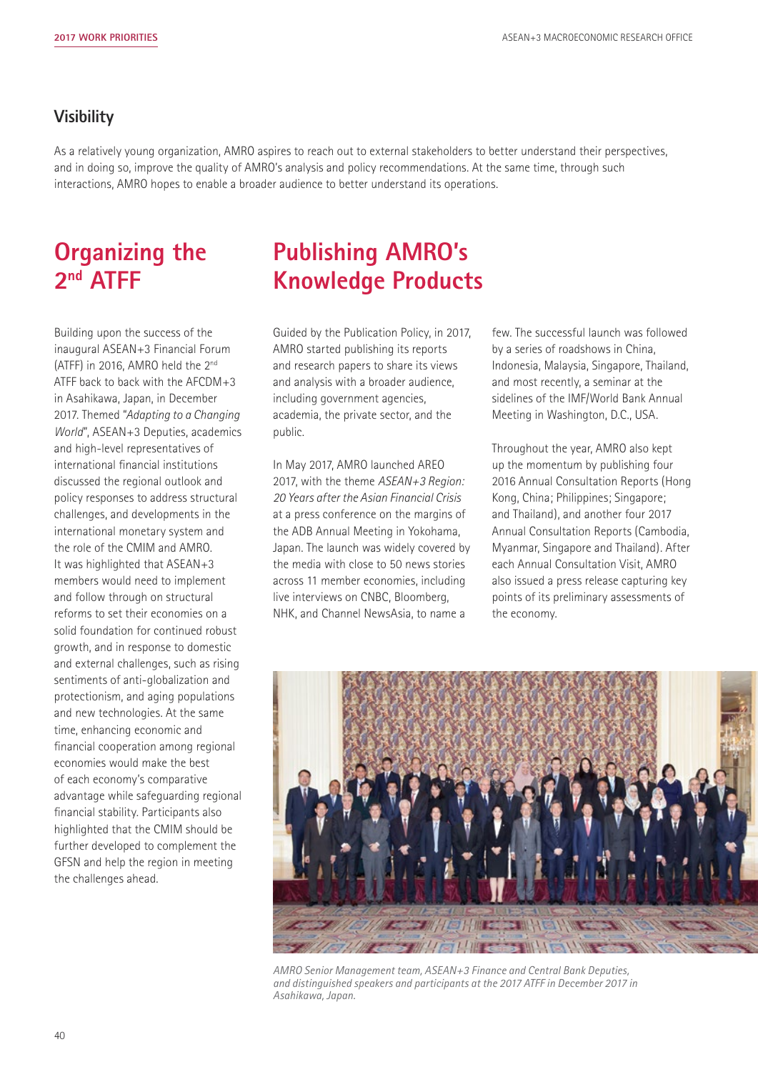## Visibility

As a relatively young organization, AMRO aspires to reach out to external stakeholders to better understand their perspectives, and in doing so, improve the quality of AMRO's analysis and policy recommendations. At the same time, through such interactions, AMRO hopes to enable a broader audience to better understand its operations.

# Organizing the 2nd ATFF

Building upon the success of the inaugural ASEAN+3 Financial Forum (ATFF) in 2016, AMRO held the 2nd ATFF back to back with the AFCDM+3 in Asahikawa, Japan, in December 2017. Themed "*Adapting to a Changing World*", ASEAN+3 Deputies, academics and high-level representatives of international financial institutions discussed the regional outlook and policy responses to address structural challenges, and developments in the international monetary system and the role of the CMIM and AMRO. It was highlighted that ASEAN+3 members would need to implement and follow through on structural reforms to set their economies on a solid foundation for continued robust growth, and in response to domestic and external challenges, such as rising sentiments of anti-globalization and protectionism, and aging populations and new technologies. At the same time, enhancing economic and financial cooperation among regional economies would make the best of each economy's comparative advantage while safeguarding regional financial stability. Participants also highlighted that the CMIM should be further developed to complement the GFSN and help the region in meeting the challenges ahead.

# Publishing AMRO's Knowledge Products

Guided by the Publication Policy, in 2017, AMRO started publishing its reports and research papers to share its views and analysis with a broader audience, including government agencies, academia, the private sector, and the public.

In May 2017, AMRO launched AREO 2017, with the theme *ASEAN+3 Region: 20 Years after the Asian Financial Crisis* at a press conference on the margins of the ADB Annual Meeting in Yokohama, Japan. The launch was widely covered by the media with close to 50 news stories across 11 member economies, including live interviews on CNBC, Bloomberg, NHK, and Channel NewsAsia, to name a few. The successful launch was followed by a series of roadshows in China, Indonesia, Malaysia, Singapore, Thailand, and most recently, a seminar at the sidelines of the IMF/World Bank Annual Meeting in Washington, D.C., USA.

Throughout the year, AMRO also kept up the momentum by publishing four 2016 Annual Consultation Reports (Hong Kong, China; Philippines; Singapore; and Thailand), and another four 2017 Annual Consultation Reports (Cambodia, Myanmar, Singapore and Thailand). After each Annual Consultation Visit, AMRO also issued a press release capturing key points of its preliminary assessments of the economy.

*AMRO Senior Management team, ASEAN+3 Finance and Central Bank Deputies, and distinguished speakers and participants at the 2017 ATFF in December 2017 in Asahikawa, Japan.*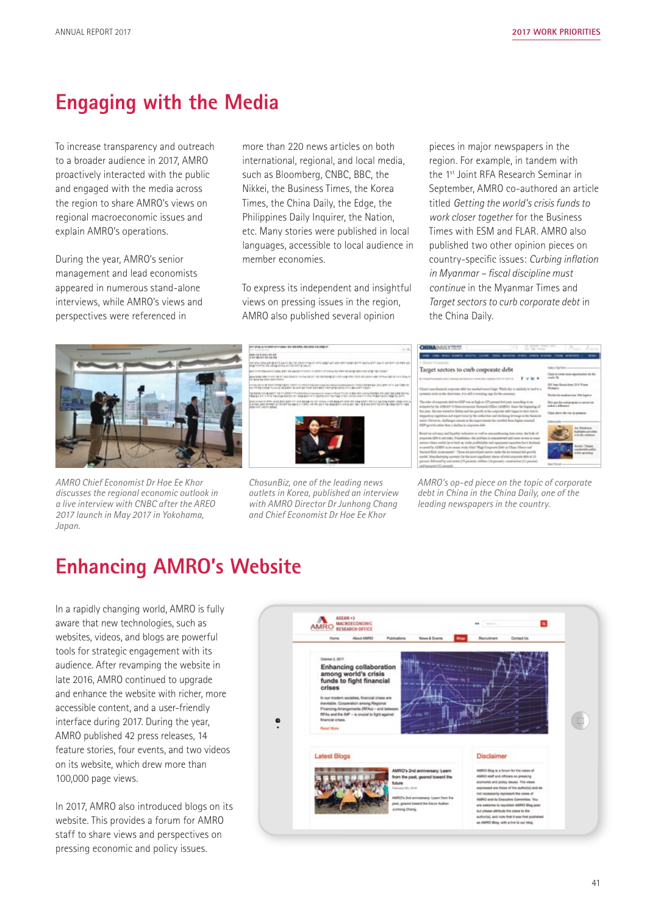# Engaging with the Media

To increase transparency and outreach to a broader audience in 2017, AMRO proactively interacted with the public and engaged with the media across the region to share AMRO's views on regional macroeconomic issues and explain AMRO's operations.

During the year, AMRO's senior management and lead economists appeared in numerous stand-alone interviews, while AMRO's views and perspectives were referenced in more than 220 news articles on both international, regional, and local media, such as Bloomberg, CNBC, BBC, the Nikkei, the Business Times, the Korea Times, the China Daily, the Edge, the Philippines Daily Inquirer, the Nation, etc. Many stories were published in local languages, accessible to local audience in member economies.

To express its independent and insightful views on pressing issues in the region, AMRO also published several opinion pieces in major newspapers in the region. For example, in tandem with the 1st Joint RFA Research Seminar in September, AMRO co-authored an article titled *Getting the world's crisis funds to work closer together* for the Business Times with ESM and FLAR. AMRO also published two other opinion pieces on country-specific issues: *Curbing inflation in Myanmar – fiscal discipline must continue* in the Myanmar Times and *Target sectors to curb corporate debt* in the China Daily.

*AMRO Chief Economist Dr Hoe Ee Khor discusses the regional economic outlook in a live interview with CNBC after the AREO 2017 launch in May 2017 in Yokohama, Japan.*

*ChosunBiz, one of the leading news outlets in Korea, published an interview with AMRO Director Dr Junhong Chang and Chief Economist Dr Hoe Ee Khor*

*AMRO's op-ed piece on the topic of corporate debt in China in the China Daily, one of the leading newspapers in the country.*

# Enhancing AMRO's Website

In a rapidly changing world, AMRO is fully aware that new technologies, such as websites, videos, and blogs are powerful tools for strategic engagement with its audience. After revamping the website in late 2016, AMRO continued to upgrade and enhance the website with richer, more accessible content, and a user-friendly interface during 2017. During the year, AMRO published 42 press releases, 14 feature stories, four events, and two videos on its website, which drew more than 100,000 page views.

In 2017, AMRO also introduced blogs on its website. This provides a forum for AMRO staff to share views and perspectives on pressing economic and policy issues.